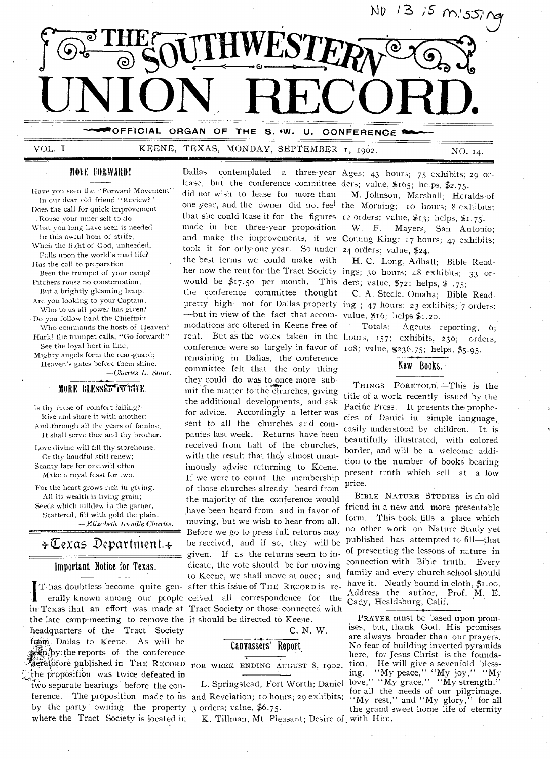No. 13 is missing

# THE SOUTHWESTERN UNION RECORD.

OFFICIAL ORGAN OF THE S. W. U. CONFERENCE

VOL. I    KEENE, TEXAS, MONDAY, SEPTEMBER 1, 1902.    NO. 14.

### MOVE FORWARD!

Have you seen the "Forward Movement"
In our dear old friend "Review?"
Does the call for quick improvement
Rouse your inner self to do
What you long have seen is needed
In this awful hour of strife,
When the light of God, unheeded,
Falls upon the world's mad life?
Has the call to preparation
Been the trumpet of your camp?
Pitchers rouse no consternation,
But a brightly gleaming lamp.
Are you looking to your Captain,
Who to us all power has given?
Do you follow hard the Chieftain
Who commands the hosts of Heaven?
Hark! the trumpet calls, "Go forward!"
See the loyal host in line;
Mighty angels form the rear-guard;
Heaven's gates before them shine.

—*Charles L. Stone.*

### MORE BLESSED TO GIVE.

Is thy cruse of comfort failing?
Rise and share it with another;
And through all the years of famine,
It shall serve thee and thy brother.
Love divine will fill thy storehouse,
Or thy handful still renew;
Scanty fare for one will often
Make a royal feast for two.
For the heart grows rich in giving,
All its wealth is living grain;
Seeds which mildew in the garner,
Scattered, fill with gold the plain.

—*Elizabeth Rundle Charles.*

## Texas Department.

### Important Notice for Texas.

It has doubtless become quite generally known among our people in Texas that an effort was made at the late camp-meeting to remove the headquarters of the Tract Society from Dallas to Keene. As will be seen by the reports of the conference heretofore published in THE RECORD the proposition was twice defeated in two separate hearings before the conference. The proposition made to us by the party owning the property where the Tract Society is located in Dallas contemplated a three-year lease, but the conference committee did not wish to lease for more than one year, and the owner did not feel that she could lease it for the figures made in her three-year proposition and make the improvements, if we took it for only one year. So under the best terms we could make with her now the rent for the Tract Society would be $17.50 per month. This the conference committee thought pretty high—not for Dallas property—but in view of the fact that accommodations are offered in Keene free of rent. But as the votes taken in the conference were so largely in favor of remaining in Dallas, the conference committee felt that the only thing they could do was to once more submit the matter to the churches, giving the additional developments, and ask for advice. Accordingly a letter was sent to all the churches and companies last week. Returns have been received from half of the churches, with the result that they almost unanimously advise returning to Keene. If we were to count the membership of those churches already heard from the majority of the conference would have been heard from and in favor of moving, but we wish to hear from all. Before we go to press full returns may be received, and if so, they will be given. If as the returns seem to indicate, the vote should be for moving to Keene, we shall move at once; and after this issue of THE RECORD is received all correspondence for the Tract Society or those connected with it should be directed to Keene.

C. N. W.

### Canvassers' Report

FOR WEEK ENDING AUGUST 8, 1902.

L. Springstead, Fort Worth; Daniel and Revelation; 10 hours; 29 exhibits; 3 orders; value, $6.75.

K. Tillman, Mt. Pleasant; Desire of Ages; 43 hours; 75 exhibits; 29 orders; value, $165; helps, $2.75.

M. Johnson, Marshall; Heralds of the Morning; 10 hours; 8 exhibits; 12 orders; value, $13; helps, $1.75.

W. F. Mayers, San Antonio; Coming King; 17 hours; 47 exhibits; 24 orders; value, $24.

H. C. Long, Adhall; Bible Readings; 30 hours; 48 exhibits; 33 orders; value, $72; helps, $ .75;

C. A. Steele, Omaha; Bible Reading ; 47 hours; 23 exhibits; 7 orders; value, $16; helps $1.20.

Totals: Agents reporting, 6; hours, 157; exhibits, 230; orders, 108; value, $236.75; helps, $5.95.

### New Books.

THINGS FORETOLD.—This is the title of a work recently issued by the Pacific Press. It presents the prophecies of Daniel in simple language, easily understood by children. It is beautifully illustrated, with colored border, and will be a welcome addition to the number of books bearing present truth which sell at a low price.

BIBLE NATURE STUDIES is an old friend in a new and more presentable form. This book fills a place which no other work on Nature Study yet published has attempted to fill—that of presenting the lessons of nature in connection with Bible truth. Every family and every church school should have it. Neatly bound in cloth, $1.00. Address the author, Prof. M. E. Cady, Healdsburg, Calif.

PRAYER must be based upon promises, but, thank God, His promises are always broader than our prayers. No fear of building inverted pyramids here, for Jesus Christ is the foundation. He will give a sevenfold blessing. "My peace," "My joy," "My love," "My grace," "My strength," for all the needs of our pilgrimage. "My rest," and "My glory," for all the grand sweet home life of eternity with Him.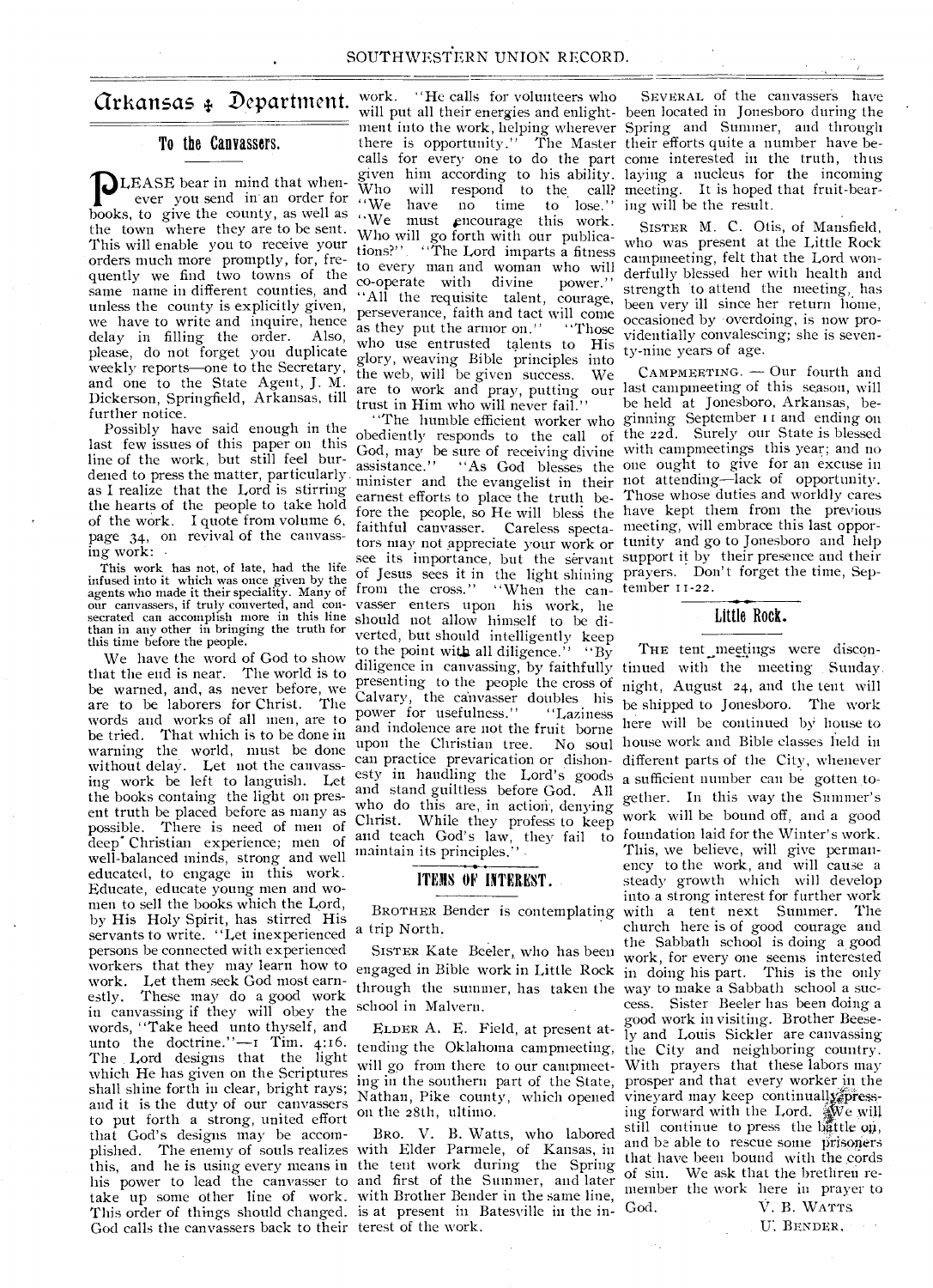# Arkansas Department.

## To the Canvassers.

Please bear in mind that whenever you send in an order for books, to give the county, as well as the town where they are to be sent. This will enable you to receive your orders much more promptly, for, frequently we find two towns of the same name in different counties, and unless the county is explicitly given, we have to write and inquire, hence delay in filling the order. Also, please, do not forget you duplicate weekly reports—one to the Secretary, and one to the State Agent, J. M. Dickerson, Springfield, Arkansas, till further notice.

Possibly have said enough in the last few issues of this paper on this line of the work, but still feel burdened to press the matter, particularly as I realize that the Lord is stirring the hearts of the people to take hold of the work. I quote from volume 6, page 34, on revival of the canvassing work:

This work has not, of late, had the life infused into it which was once given by the agents who made it their speciality. Many of our canvassers, if truly converted, and consecrated can accomplish more in this line than in any other in bringing the truth for this time before the people.

We have the word of God to show that the end is near. The world is to be warned, and, as never before, we are to be laborers for Christ. The words and works of all men, are to be tried. That which is to be done in warning the world, must be done without delay. Let not the canvassing work be left to languish. Let the books containg the light on present truth be placed before as many as possible. There is need of men of deep Christian experience; men of well-balanced minds, strong and well educated, to engage in this work. Educate, educate young men and women to sell the books which the Lord, by His Holy Spirit, has stirred His servants to write. "Let inexperienced persons be connected with experienced workers that they may learn how to work. Let them seek God most earnestly. These may do a good work in canvassing if they will obey the words, "Take heed unto thyself, and unto the doctrine."—1 Tim. 4:16. The Lord designs that the light which He has given on the Scriptures shall shine forth in clear, bright rays; and it is the duty of our canvassers to put forth a strong, united effort that God's designs may be accomplished. The enemy of souls realizes this, and he is using every means in his power to lead the canvasser to take up some other line of work. This order of things should changed. God calls the canvassers back to their work. "He calls for volunteers who will put all their energies and enlightment into the work, helping wherever there is opportunity." The Master calls for every one to do the part given him according to his ability. Who will respond to the call? "We have no time to lose." "We must encourage this work. Who will go forth with our publications?" "The Lord imparts a fitness to every man and woman who will co-operate with divine power." "All the requisite talent, courage, perseverance, faith and tact will come as they put the armor on." "Those who use entrusted talents to His glory, weaving Bible principles into the web, will be given success. We are to work and pray, putting our trust in Him who will never fail."

"The humble efficient worker who obediently responds to the call of God, may be sure of receiving divine assistance." "As God blesses the minister and the evangelist in their earnest efforts to place the truth before the people, so He will bless the faithful canvasser. Careless spectators may not appreciate your work or see its importance, but the servant of Jesus sees it in the light shining from the cross." "When the canvasser enters upon his work, he should not allow himself to be diverted, but should intelligently keep to the point with all diligence." "By diligence in canvassing, by faithfully presenting to the people the cross of Calvary, the canvasser doubles his power for usefulness." "Laziness and indolence are not the fruit borne upon the Christian tree. No soul can practice prevarication or dishonesty in handling the Lord's goods and stand guiltless before God. All who do this are, in action, denying Christ. While they profess to keep and teach God's law, they fail to maintain its principles."

## ITEMS OF INTEREST.

Brother Bender is contemplating a trip North.

Sister Kate Beeler, who has been engaged in Bible work in Little Rock through the summer, has taken the school in Malvern.

Elder A. E. Field, at present attending the Oklahoma campmeeting, will go from there to our campmeeting in the southern part of the State, Nathan, Pike county, which opened on the 28th, ultimo.

Bro. V. B. Watts, who labored with Elder Parmele, of Kansas, in the tent work during the Spring and first of the Summer, and later with Brother Bender in the same line, is at present in Batesville in the interest of the work.

Several of the canvassers have been located in Jonesboro during the Spring and Summer, and through their efforts quite a number have become interested in the truth, thus laying a nucleus for the incoming meeting. It is hoped that fruit-bearing will be the result.

Sister M. C. Otis, of Mansfield, who was present at the Little Rock campmeeting, felt that the Lord wonderfully blessed her with health and strength to attend the meeting, has been very ill since her return home, occasioned by overdoing, is now providentially convalescing; she is seventy-nine years of age.

Campmeeting. — Our fourth and last campmeeting of this season, will be held at Jonesboro, Arkansas, beginning September 11 and ending on the 22d. Surely our State is blessed with campmeetings this year; and no one ought to give for an excuse in not attending—lack of opportunity. Those whose duties and worldly cares have kept them from the previous meeting, will embrace this last opportunity and go to Jonesboro and help support it by their presence and their prayers. Don't forget the time, September 11-22.

## Little Rock.

The tent meetings were discontinued with the meeting Sunday night, August 24, and the tent will be shipped to Jonesboro. The work here will be continued by house to house work and Bible classes held in different parts of the City, whenever a sufficient number can be gotten together. In this way the Summer's work will be bound off, and a good foundation laid for the Winter's work. This, we believe, will give permanency to the work, and will cause a steady growth which will develop into a strong interest for further work with a tent next Summer. The church here is of good courage and the Sabbath school is doing a good work, for every one seems interested in doing his part. This is the only way to make a Sabbath school a success. Sister Beeler has been doing a good work in visiting. Brother Beesely and Louis Sickler are canvassing the City and neighboring country. With prayers that these labors may prosper and that every worker in the vineyard may keep continually pressing forward with the Lord. We will still continue to press the battle on, and be able to rescue some prisoners that have been bound with the cords of sin. We ask that the brethren remember the work here in prayer to God.

V. B. Watts
U. Bender.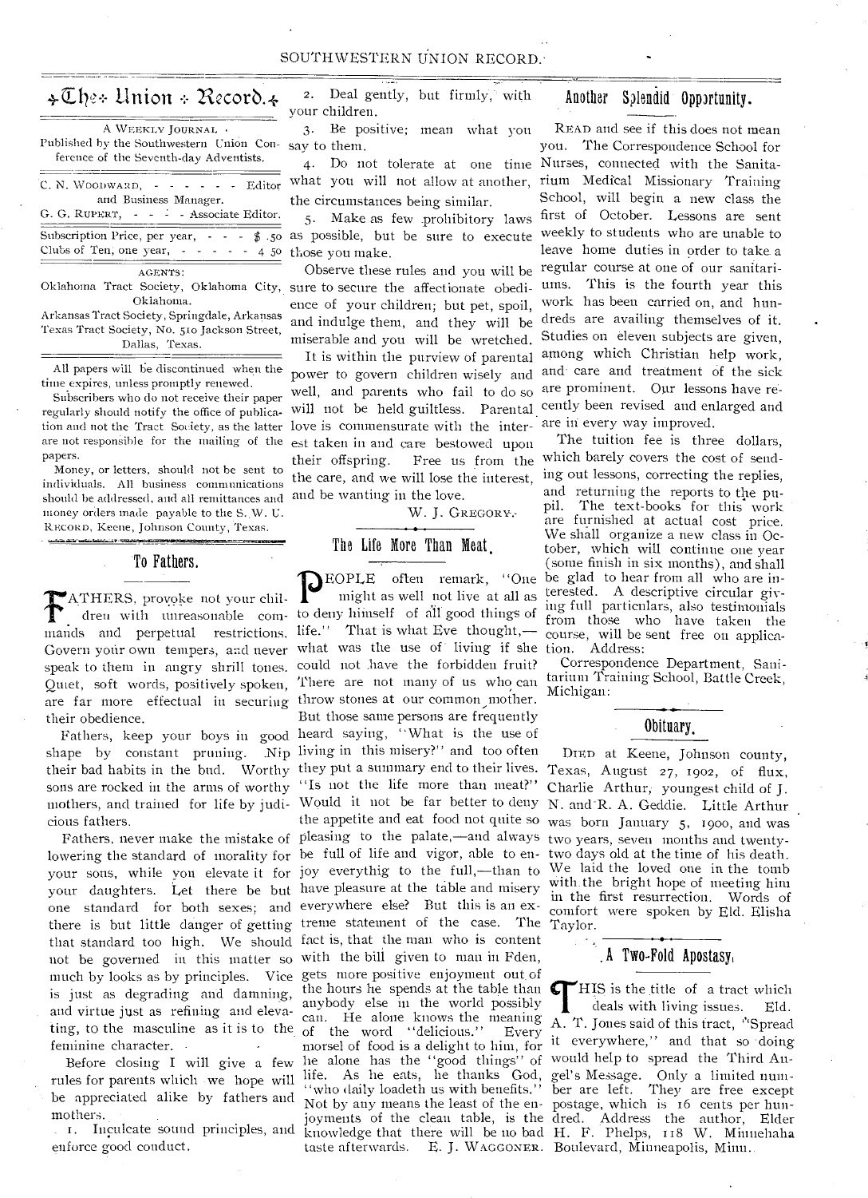# The Union Record.

A WEEKLY JOURNAL

Published by the Southwestern Union Conference of the Seventh-day Adventists.

C. N. WOODWARD, - - - - - - Editor and Business Manager.
G. G. RUPERT, - - - - Associate Editor.

Subscription Price, per year, - - - $ .50
Clubs of Ten, one year, - - - - - 4 50

AGENTS:

Oklahoma Tract Society, Oklahoma City, Oklahoma.
Arkansas Tract Society, Springdale, Arkansas
Texas Tract Society, No. 510 Jackson Street, Dallas, Texas.

All papers will be discontinued when the time expires, unless promptly renewed.

Subscribers who do not receive their paper regularly should notify the office of publication and not the Tract Society, as the latter are not responsible for the mailing of the papers.

Money, or letters, should not be sent to individuals. All business communications should be addressed, and all remittances and money orders made payable to the S. W. U. RECORD, Keene, Johnson County, Texas.

## To Fathers.

FATHERS, provoke not your children with unreasonable commands and perpetual restrictions. Govern your own tempers, and never speak to them in angry shrill tones. Quiet, soft words, positively spoken, are far more effectual in securing their obedience.

Fathers, keep your boys in good shape by constant pruning. Nip their bad habits in the bud. Worthy sons are rocked in the arms of worthy mothers, and trained for life by judicious fathers.

Fathers, never make the mistake of lowering the standard of morality for your sons, while you elevate it for your daughters. Let there be but one standard for both sexes; and there is but little danger of getting that standard too high. We should not be governed in this matter so much by looks as by principles. Vice is just as degrading and damning, and virtue just as refining and elevating, to the masculine as it is to the feminine character.

Before closing I will give a few rules for parents which we hope will be appreciated alike by fathers and mothers.

1. Inculcate sound principles, and enforce good conduct.
2. Deal gently, but firmly, with your children.
3. Be positive; mean what you say to them.
4. Do not tolerate at one time what you will not allow at another, the circumstances being similar.
5. Make as few prohibitory laws as possible, but be sure to execute those you make.

Observe these rules and you will be sure to secure the affectionate obedience of your children; but pet, spoil, and indulge them, and they will be miserable and you will be wretched.

It is within the purview of parental power to govern children wisely and well, and parents who fail to do so will not be held guiltless. Parental love is commensurate with the interest taken in and care bestowed upon their offspring. Free us from the the care, and we will lose the interest, and be wanting in the love.

W. J. GREGORY.

## The Life More Than Meat.

PEOPLE often remark, "One might as well not live at all as to deny himself of all good things of life." That is what Eve thought,—what was the use of living if she could not have the forbidden fruit? There are not many of us who can throw stones at our common mother. But those same persons are frequently heard saying, "What is the use of living in this misery?" and too often they put a summary end to their lives. "Is not the life more than meat?" Would it not be far better to deny the appetite and eat food not quite so pleasing to the palate,—and always be full of life and vigor, able to enjoy everythig to the full,—than to have pleasure at the table and misery everywhere else? But this is an extreme statement of the case. The fact is, that the man who is content with the bill given to man in Eden, gets more positive enjoyment out of the hours he spends at the table than anybody else in the world possibly can. He alone knows the meaning of the word "delicious." Every morsel of food is a delight to him, for he alone has the "good things" of life. As he eats, he thanks God, "who daily loadeth us with benefits." Not by any means the least of the enjoyments of the clean table, is the knowledge that there will be no bad taste afterwards. E. J. WAGGONER.

## Another Splendid Opportunity.

READ and see if this does not mean you. The Correspondence School for Nurses, connected with the Sanitarium Medical Missionary Training School, will begin a new class the first of October. Lessons are sent weekly to students who are unable to leave home duties in order to take a regular course at one of our sanitariums. This is the fourth year this work has been carried on, and hundreds are availing themselves of it. Studies on eleven subjects are given, among which Christian help work, and care and treatment of the sick are prominent. Our lessons have recently been revised and enlarged and are in every way improved.

The tuition fee is three dollars, which barely covers the cost of sending out lessons, correcting the replies, and returning the reports to the pupil. The text-books for this work are furnished at actual cost price. We shall organize a new class in October, which will continue one year (some finish in six months), and shall be glad to hear from all who are interested. A descriptive circular giving full particulars, also testimonials from those who have taken the course, will be sent free on application. Address:

Correspondence Department, Sanitarium Training School, Battle Creek, Michigan.

## Obituary.

DIED at Keene, Johnson county, Texas, August 27, 1902, of flux, Charlie Arthur, youngest child of J. N. and R. A. Geddie. Little Arthur was born January 5, 1900, and was two years, seven months and twenty-two days old at the time of his death. We laid the loved one in the tomb with the bright hope of meeting him in the first resurrection. Words of comfort were spoken by Eld. Elisha Taylor.

## A Two-Fold Apostasy.

THIS is the title of a tract which deals with living issues. Eld. A. T. Jones said of this tract, "Spread it everywhere," and that so doing would help to spread the Third Angel's Message. Only a limited number are left. They are free except postage, which is 16 cents per hundred. Address the author, Elder H. F. Phelps, 118 W. Minnehaha Boulevard, Minneapolis, Minn.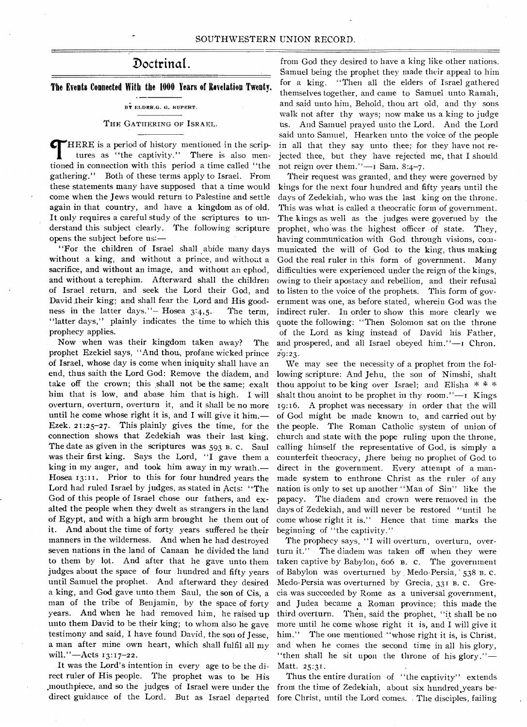# Doctrinal.

## The Events Connected With the 1000 Years of Revelation Twenty.

BY ELDER G. G. RUPERT.

### THE GATHERING OF ISRAEL.

THERE is a period of history mentioned in the scriptures as "the captivity." There is also mentioned in connection with this period a time called "the gathering." Both of these terms apply to Israel. From these statements many have supposed that a time would come when the Jews would return to Palestine and settle again in that country, and have a kingdom as of old. It only requires a careful study of the scriptures to understand this subject clearly. The following scripture opens the subject before us:—

"For the children of Israel shall abide many days without a king, and without a prince, and without a sacrifice, and without an image, and without an ephod, and without a terephim. Afterward shall the children of Israel return, and seek the Lord their God, and David their king; and shall fear the Lord and His goodness in the latter days."—Hosea 3:4,5. The term, "latter days," plainly indicates the time to which this prophecy applies.

Now when was their kingdom taken away? The prophet Ezekiel says, "And thou, profane wicked prince of Israel, whose day is come when iniquity shall have an end, thus saith the Lord God: Remove the diadem, and take off the crown; this shall not be the same; exalt him that is low, and abase him that is high. I will overturn, overturn, overturn it, and it shall be no more until he come whose right it is, and I will give it him.—Ezek. 21:25-27. This plainly gives the time, for the connection shows that Zedekiah was their last king. The date as given in the scriptures was 593 B. C. Saul was their first king. Says the Lord, "I gave them a king in my anger, and took him away in my wrath.—Hosea 13:11. Prior to this for four hundred years the Lord had ruled Israel by judges, as stated in Acts: "The God of this people of Israel chose our fathers, and exalted the people when they dwelt as strangers in the land of Egypt, and with a high arm brought he them out of it. And about the time of forty years suffered he their manners in the wilderness. And when he had destroyed seven nations in the land of Canaan he divided the land to them by lot. And after that he gave unto them judges about the space of four hundred and fifty years until Samuel the prophet. And afterward they desired a king, and God gave unto them Saul, the son of Cis, a man of the tribe of Benjamin, by the space of forty years. And when he had removed him, he raised up unto them David to be their king; to whom also he gave testimony and said, I have found David, the son of Jesse, a man after mine own heart, which shall fulfil all my will."—Acts 13:17-22.

It was the Lord's intention in every age to be the direct ruler of His people. The prophet was to be His mouthpiece, and so the judges of Israel were under the direct guidance of the Lord. But as Israel departed from God they desired to have a king like other nations. Samuel being the prophet they made their appeal to him for a king. "Then all the elders of Israel gathered themselves together, and came to Samuel unto Ramah, and said unto him, Behold, thou art old, and thy sons walk not after thy ways; now make us a king to judge us. And Samuel prayed unto the Lord. And the Lord said unto Samuel, Hearken unto the voice of the people in all that they say unto thee; for they have not rejected thee, but they have rejected me, that I should not reign over them."—1 Sam. 8:4-7.

Their request was granted, and they were governed by kings for the next four hundred and fifty years until the days of Zedekiah, who was the last king on the throne. This was what is called a theocratic form of government. The kings as well as the judges were governed by the prophet, who was the highest officer of state. They, having communication with God through visions, communicated the will of God to the king, thus making God the real ruler in this form of government. Many difficulties were experienced under the reign of the kings, owing to their apostacy and rebellion, and their refusal to listen to the voice of the prophets. This form of government was one, as before stated, wherein God was the indirect ruler. In order to show this more clearly we quote the following: "Then Solomon sat on the throne of the Lord as king instead of David his Father, and prospered, and all Israel obeyed him."—1 Chron. 29:23.

We may see the necessity of a prophet from the following scripture: And Jehu, the son of Nimshi, shalt thou appoint to be king over Israel; and Elisha * * * shalt thou anoint to be prophet in thy room."—1 Kings 19:16. A prophet was necessary in order that the will of God might be made known to, and carried out by the people. The Roman Catholic system of union of church and state with the pope ruling upon the throne, calling himself the representative of God, is simply a counterfeit theocracy, there being no prophet of God to direct in the government. Every attempt of a man-made system to enthrone Christ as the ruler of any nation is only to set up another "Man of Sin" like the papacy. The diadem and crown were removed in the days of Zedekiah, and will never be restored "until he come whose right it is." Hence that time marks the beginning of "the captivity."

The prophecy says, "I will overturn, overturn, overturn it." The diadem was taken off when they were taken captive by Babylon, 606 B. C. The government of Babylon was overturned by Medo-Persia, 538 B. C. Medo-Persia was overturned by Grecia, 331 B. C. Grecia was succeeded by Rome as a universal government, and Judea became a Roman province; this made the third overturn. Then, said the prophet, "it shall be no more until he come whose right it is, and I will give it him." The one mentioned "whose right it is, is Christ, and when he comes the second time in all his glory, "then shall he sit upon the throne of his glory."—Matt. 25:31.

Thus the entire duration of "the captivity" extends from the time of Zedekiah, about six hundred years before Christ, until the Lord comes. The disciples, failing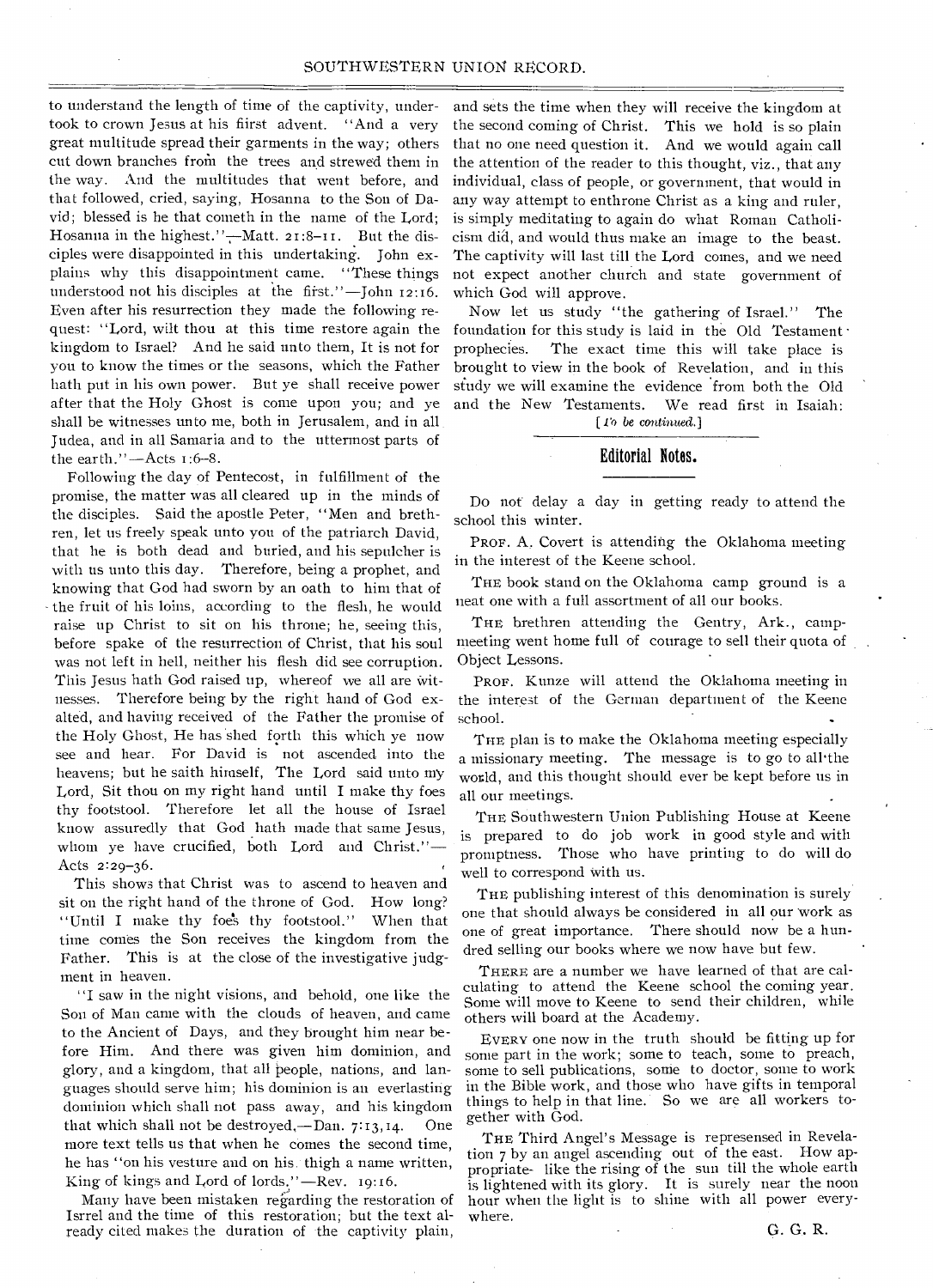to understand the length of time of the captivity, undertook to crown Jesus at his fiirst advent. "And a very great multitude spread their garments in the way; others cut down branches from the trees and strewed them in the way. And the multitudes that went before, and that followed, cried, saying, Hosanna to the Son of David; blessed is he that cometh in the name of the Lord; Hosanna in the highest."—Matt. 21:8–11. But the disciples were disappointed in this undertaking. John explains why this disappointment came. "These things understood not his disciples at the first."—John 12:16. Even after his resurrection they made the following request: "Lord, wilt thou at this time restore again the kingdom to Israel? And he said unto them, It is not for you to know the times or the seasons, which the Father hath put in his own power. But ye shall receive power after that the Holy Ghost is come upon you; and ye shall be witnesses unto me, both in Jerusalem, and in all Judea, and in all Samaria and to the uttermost parts of the earth."—Acts 1:6–8.

Following the day of Pentecost, in fulfillment of the promise, the matter was all cleared up in the minds of the disciples. Said the apostle Peter, "Men and brethren, let us freely speak unto you of the patriarch David, that he is both dead and buried, and his sepulcher is with us unto this day. Therefore, being a prophet, and knowing that God had sworn by an oath to him that of the fruit of his loins, according to the flesh, he would raise up Christ to sit on his throne; he, seeing this, before spake of the resurrection of Christ, that his soul was not left in hell, neither his flesh did see corruption. This Jesus hath God raised up, whereof we all are witnesses. Therefore being by the right hand of God exalted, and having received of the Father the promise of the Holy Ghost, He has shed forth this which ye now see and hear. For David is not ascended into the heavens; but he saith himself, The Lord said unto my Lord, Sit thou on my right hand until I make thy foes thy footstool. Therefore let all the house of Israel know assuredly that God hath made that same Jesus, whom ye have crucified, both Lord and Christ."—Acts 2:29–36.

This shows that Christ was to ascend to heaven and sit on the right hand of the throne of God. How long? "Until I make thy foes thy footstool." When that time comes the Son receives the kingdom from the Father. This is at the close of the investigative judgment in heaven.

"I saw in the night visions, and behold, one like the Son of Man came with the clouds of heaven, and came to the Ancient of Days, and they brought him near before Him. And there was given him dominion, and glory, and a kingdom, that all people, nations, and languages should serve him; his dominion is an everlasting dominion which shall not pass away, and his kingdom that which shall not be destroyed.—Dan. 7:13, 14. One more text tells us that when he comes the second time, he has "on his vesture and on his thigh a name written, King of kings and Lord of lords."—Rev. 19:16.

Many have been mistaken regarding the restoration of Isrel and the time of this restoration; but the text already cited makes the duration of the captivity plain, and sets the time when they will receive the kingdom at the second coming of Christ. This we hold is so plain that no one need question it. And we would again call the attention of the reader to this thought, viz., that any individual, class of people, or government, that would in any way attempt to enthrone Christ as a king and ruler, is simply meditating to again do what Roman Catholicism did, and would thus make an image to the beast. The captivity will last till the Lord comes, and we need not expect another church and state government of which God will approve.

Now let us study "the gathering of Israel." The foundation for this study is laid in the Old Testament prophecies. The exact time this will take place is brought to view in the book of Revelation, and in this study we will examine the evidence from both the Old and the New Testaments. We read first in Isaiah:

[*To be continued.*]

## Editorial Notes.

Do not delay a day in getting ready to attend the school this winter.

PROF. A. Covert is attending the Oklahoma meeting in the interest of the Keene school.

THE book stand on the Oklahoma camp ground is a neat one with a full assortment of all our books.

THE brethren attending the Gentry, Ark., campmeeting went home full of courage to sell their quota of Object Lessons.

PROF. Kunze will attend the Oklahoma meeting in the interest of the German department of the Keene school.

THE plan is to make the Oklahoma meeting especially a missionary meeting. The message is to go to all the world, and this thought should ever be kept before us in all our meetings.

THE Southwestern Union Publishing House at Keene is prepared to do job work in good style and with promptness. Those who have printing to do will do well to correspond with us.

THE publishing interest of this denomination is surely one that should always be considered in all our work as one of great importance. There should now be a hundred selling our books where we now have but few.

THERE are a number we have learned of that are calculating to attend the Keene school the coming year. Some will move to Keene to send their children, while others will board at the Academy.

EVERY one now in the truth should be fitting up for some part in the work; some to teach, some to preach, some to sell publications, some to doctor, some to work in the Bible work, and those who have gifts in temporal things to help in that line. So we are all workers together with God.

THE Third Angel's Message is represensed in Revelation 7 by an angel ascending out of the east. How appropriate- like the rising of the sun till the whole earth is lightened with its glory. It is surely near the noon hour when the light is to shine with all power everywhere.

G. G. R.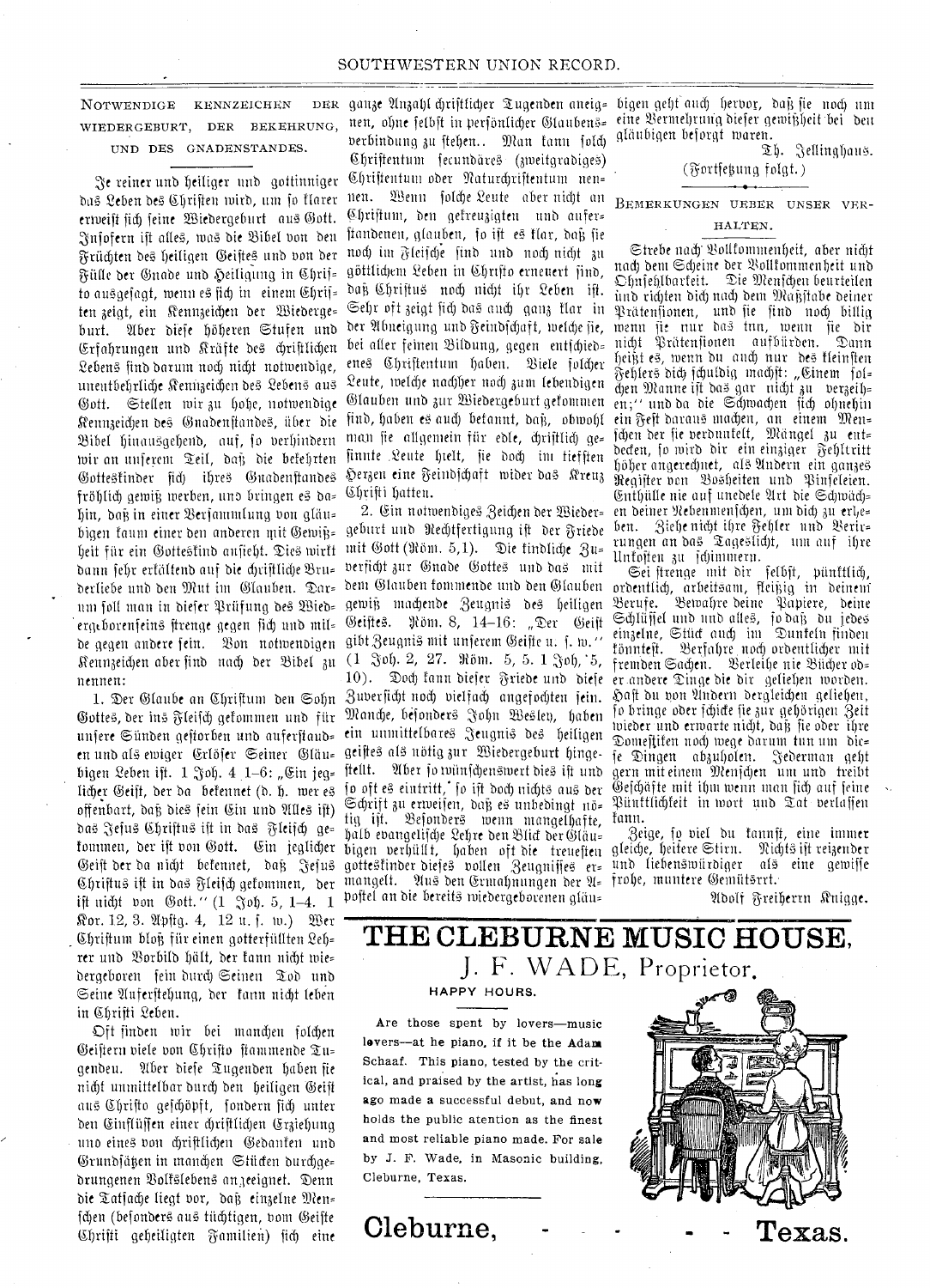## Notwendige Kennzeichen der Wiedergeburt, der Bekehrung, und des Gnadenstandes.

Je reiner und heiliger und gottinniger das Leben des Christen wird, um so klarer erweist sich seine Wiedergeburt aus Gott. Insofern ist alles, was die Bibel von den Früchten des heiligen Geistes und von der Fülle der Gnade und Heiligung in Christo ausgesagt, wenn es sich in einem Christen zeigt, ein Kennzeichen der Wiedergeburt. Aber diese höheren Stufen und Erfahrungen und Kräfte des christlichen Lebens sind darum noch nicht notwendige, unentbehrliche Kennzeichen des Lebens aus Gott. Stellen wir zu hohe, notwendige Kennzeichen des Gnadenstandes, über die Bibel hinausgehend, auf, so verhindern wir an unserem Teil, daß die bekehrten Gotteskinder sich ihres Gnadenstandes fröhlich gewiß werden, und bringen es dahin, daß in einer Versammlung von gläubigen kaum einer den anderen mit Gewißheit für ein Gotteskind ansieht. Dies wirkt dann sehr erkältend auf die christliche Bruderliebe und den Mut im Glauben. Darum soll man in dieser Prüfung des Wiedergeborenseins strenge gegen sich und milde gegen andere sein. Von notwendigen Kennzeichen aber sind nach der Bibel zu nennen:

1. Der Glaube an Christum den Sohn Gottes, der ins Fleisch gekommen und für unsere Sünden gestorben und auferstanden und als ewiger Erlöser Seiner Gläubigen Leben ist. 1 Joh. 4 1–6: „Ein jeglicher Geist, der da bekennet (d. h. wer es offenbart, daß dies sein Ein und Alles ist) das Jesus Christus ist in das Fleisch gekommen, der ist von Gott. Ein jeglicher Geist der da nicht bekennet, daß Jesus Christus ist in das Fleisch gekommen, der ist nicht von Gott.“ (1 Joh. 5, 1–4. 1 Kor. 12, 3. Apstg. 4, 12 u. f. w.) Wer Christum bloß für einen gotterfüllten Lehrer und Vorbild hält, der kann nicht wiedergeboren sein durch Seinen Tod und Seine Auferstehung, der kann nicht leben in Christi Leben.

Oft finden wir bei manchen solchen Geistern viele von Christo stammende Tugenden. Aber diese Tugenden haben sie nicht unmittelbar durch den heiligen Geist aus Christo geschöpft, sondern sich unter den Einflüssen einer christlichen Erziehung und eines von christlichen Gedanken und Grundsätzen in manchen Stücken durchgedrungenen Volkslebens angeeignet. Denn die Tatsache liegt vor, daß einzelne Menschen (besonders aus tüchtigen, vom Geiste Christi geheiligten Familien) sich eine ganze Anzahl christlicher Tugenden aneignen, ohne selbst in persönlicher Glaubensverbindung zu stehen.. Man kann solch Christentum secundäres (zweitgradiges) Christentum oder Naturchristentum nennen. Wenn solche Leute aber nicht an Christum, den gekreuzigten und auferstandenen, glauben, so ist es klar, daß sie noch im Fleische sind und noch nicht zu göttlichem Leben in Christo erneuert sind, daß Christus noch nicht ihr Leben ist. Sehr oft zeigt sich das auch ganz klar in der Abneigung und Feindschaft, welche sie, bei aller feinen Bildung, gegen entschiedenes Christentum haben. Viele solcher Leute, welche nachher noch zum lebendigen Glauben und zur Wiedergeburt gekommen sind, haben es auch bekannt, daß, obwohl man sie allgemein für edle, christlich gesinnte Leute hielt, sie doch im tiefsten Herzen eine Feindschaft wider das Kreuz Christi hatten.

2. Ein notwendiges Zeichen der Wiedergeburt und Rechtfertigung ist der Friede mit Gott (Röm. 5,1). Die kindliche Zuversicht zur Gnade Gottes und das mit dem Glauben kommende und den Glauben gewiß machende Zeugnis des heiligen Geistes. Röm. 8, 14–16: „Der Geist gibt Zeugnis mit unserem Geiste u. f. w.“ (1 Joh. 2, 27. Röm. 5, 5. 1 Joh. 5, 10). Doch kann dieser Friede und diese Zuversicht noch vielfach angefochten sein. Manche, besonders John Wesley, haben ein unmittelbares Zeugnis des heiligen Geistes als nötig zur Wiedergeburt hingestellt. Aber so wünschenswert dies ist und so oft es eintritt, so ist doch nichts aus der Schrift zu erweisen, daß es unbedingt nötig ist. Besonders wenn mangelhafte, halb evangelische Lehre den Blick der Gläubigen verhüllt, haben oft die treuesten Gotteskinder dieses vollen Zeugnisses ermangelt. Aus den Ermahnungen der Apostel an die bereits wiedergeborenen gläubigen geht auch hervor, daß sie noch um eine Vermehrung dieser Gewißheit bei den gläubigen besorgt waren.

Th. Jellinghaus.

(Fortsetzung folgt.)

## Bemerkungen ueber unser Verhalten.

Strebe nach Vollkommenheit, aber nicht nach dem Scheine der Vollkommenheit und Ohnfehlbarkeit. Die Menschen beurteilen und richten dich nach dem Maßstabe deiner Prätensionen, und sie sind noch billig wenn sie nur das tun, wenn sie dir nicht Prätensionen aufbürden. Dann heißt es, wenn du auch nur des kleinsten Fehlers dich schuldig machst: „Einem solchen Manne ist das gar nicht zu verzeihen;“ und da die Schwachen sich ohnehin ein Fest daraus machen, an einem Menschen der sie verdunkelt, Mängel zu entdecken, so wird dir ein einziger Fehltritt höher angerechnet, als Andern ein ganzes Register von Bosheiten und Pinseleien. Enthülle nie auf unedele Art die Schwächen deiner Nebenmenschen, um dich zu erheben. Ziehe nicht ihre Fehler und Verirrungen an das Tageslicht, um auf ihre Unkosten zu schimmern.

Sei strenge mit dir selbst, pünktlich, ordentlich, arbeitsam, fleißig in deinem Berufe. Bewahre deine Papiere, deine Schlüssel und und alles, so daß du jedes einzelne, Stück auch im Dunkeln finden könntest. Verfahre noch ordentlicher mit fremden Sachen. Verleihe nie Bücher oder andere Dinge die dir geliehen worden. Hast du von Andern dergleichen geliehen, so bringe oder schicke sie zur gehörigen Zeit wieder und erwarte nicht, daß sie oder ihre Domestiken noch wege darum tun um diese Dingen abzuholen. Jederman geht gern mit einem Menschen um und treibt Geschäfte mit ihm wenn man sich auf seine Pünktlichkeit in wort und Tat verlassen kann.

Zeige, so viel du kannst, eine immer gleiche, heitere Stirn. Nichts ist reizender und liebenswürdiger als eine gewisse frohe, muntere Gemütsrrt.

Adolf Freiherrn Knigge.

# THE CLEBURNE MUSIC HOUSE,

## J. F. WADE, Proprietor.

HAPPY HOURS.

Are those spent by lovers—music lovers—at he piano, if it be the Adam Schaaf. This piano, tested by the critical, and praised by the artist, has long ago made a successful debut, and now holds the public attention as the finest and most reliable piano made. For sale by J. F. Wade, in Masonic building, Cleburne, Texas.

**Cleburne, - - - - - Texas.**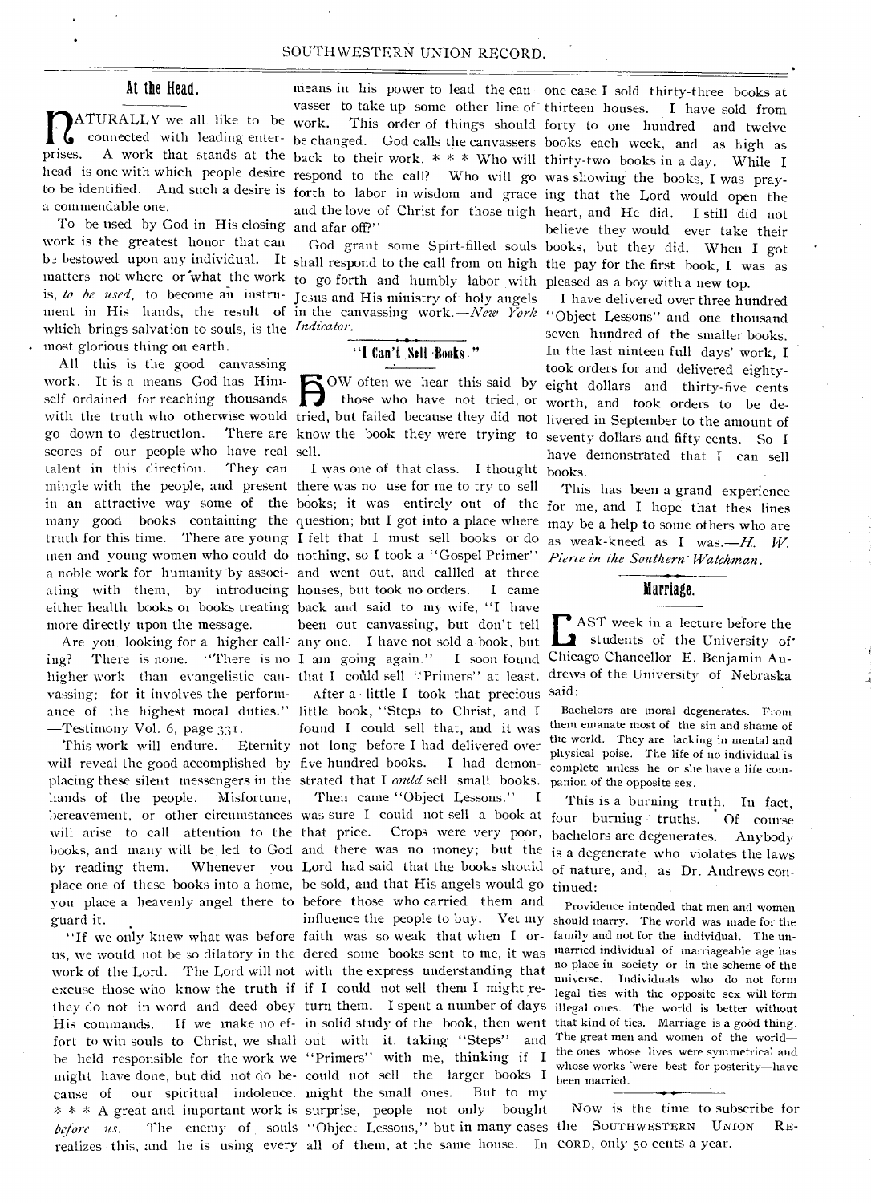## At the Head.

NATURALLY we all like to be connected with leading enterprises. A work that stands at the head is one with which people desire to be identified. And such a desire is a commendable one.

To be used by God in His closing work is the greatest honor that can be bestowed upon any individual. It matters not where or what the work is, *to be used*, to become an instrument in His hands, the result of which brings salvation to souls, is the most glorious thing on earth.

All this is the good canvassing work. It is a means God has Himself ordained for reaching thousands with the truth who otherwise would go down to destruction. There are scores of our people who have real talent in this direction. They can mingle with the people, and present in an attractive way some of the many good books containing the truth for this time. There are young men and young women who could do a noble work for humanity by associating with them, by introducing either health books or books treating more directly upon the message.

Are you looking for a higher calling? There is none. "There is no higher work than evangelistic canvassing; for it involves the performance of the highest moral duties."—Testimony Vol. 6, page 331.

This work will endure. Eternity will reveal the good accomplished by placing these silent messengers in the hands of the people. Misfortune, bereavement, or other circumstances will arise to call attention to the books, and many will be led to God by reading them. Whenever you place one of these books into a home, you place a heavenly angel there to guard it.

"If we only knew what was before us, we would not be so dilatory in the work of the Lord. The Lord will not excuse those who know the truth if they do not in word and deed obey His commands. If we make no effort to win souls to Christ, we shall be held responsible for the work we might have done, but did not do because of our spiritual indolence. * * * A great and important work is *before us*. The enemy of souls realizes this, and he is using every means in his power to lead the canvasser to take up some other line of work. This order of things should be changed. God calls the canvassers back to their work. * * * Who will respond to the call? Who will go forth to labor in wisdom and grace and the love of Christ for those nigh and afar off?"

God grant some Spirt-filled souls shall respond to the call from on high to go forth and humbly labor with Jesus and His ministry of holy angels in the canvassing work.—*New York Indicator.*

## "I Can't Sell Books."

HOW often we hear this said by those who have not tried, or tried, but failed because they did not know the book they were trying to sell.

I was one of that class. I thought there was no use for me to try to sell books; it was entirely out of the question; but I got into a place where I felt that I must sell books or do nothing, so I took a "Gospel Primer" and went out, and callled at three houses, but took no orders. I came back and said to my wife, "I have been out canvassing, but don't tell any one. I have not sold a book, but I am going again." I soon found that I could sell "Primers" at least.

After a little I took that precious little book, "Steps to Christ, and I found I could sell that, and it was not long before I had delivered over five hundred books. I had demonstrated that I *could* sell small books.

Then came "Object Lessons." I was sure I could not sell a book at that price. Crops were very poor, and there was no money; but the Lord had said that the books should be sold, and that His angels would go before those who carried them and influence the people to buy. Yet my faith was so weak that when I ordered some books sent to me, it was with the express understanding that if I could not sell them I might return them. I spent a number of days in solid study of the book, then went out with it, taking "Steps" and "Primers" with me, thinking if I could not sell the larger books I might the small ones. But to my surprise, people not only bought "Object Lessons," but in many cases all of them, at the same house. In one case I sold thirty-three books at thirteen houses. I have sold from forty to one hundred and twelve books each week, and as high as thirty-two books in a day. While I was showing the books, I was praying that the Lord would open the heart, and He did. I still did not believe they would ever take their books, but they did. When I got the pay for the first book, I was as pleased as a boy with a new top.

I have delivered over three hundred "Object Lessons" and one thousand seven hundred of the smaller books. In the last nineteen full days' work, I took orders for and delivered eighty-eight dollars and thirty-five cents worth, and took orders to be delivered in September to the amount of seventy dollars and fifty cents. So I have demonstrated that I can sell books.

This has been a grand experience for me, and I hope that thes lines may be a help to some others who are as weak-kneed as I was.—*H. W. Pierce in the Southern Watchman.*

## Marriage.

LAST week in a lecture before the students of the University of Chicago Chancellor E. Benjamin Andrews of the University of Nebraska said:

> Bachelors are moral degenerates. From them emanate most of the sin and shame of the world. They are lacking in mental and physical poise. The life of no individual is complete unless he or she have a life companion of the opposite sex.

This is a burning truth. In fact, four burning truths. Of course bachelors are degenerates. Anybody is a degenerate who violates the laws of nature, and, as Dr. Andrews continued:

> Providence intended that men and women should marry. The world was made for the family and not for the individual. The unmarried individual of marriageable age has no place in society or in the scheme of the universe. Individuals who do not form legal ties with the opposite sex will form illegal ones. The world is better without that kind of ties. Marriage is a good thing. The great men and women of the world—the ones whose lives were symmetrical and whose works were best for posterity—have been married.

Now is the time to subscribe for the SOUTHWESTERN UNION RECORD, only 50 cents a year.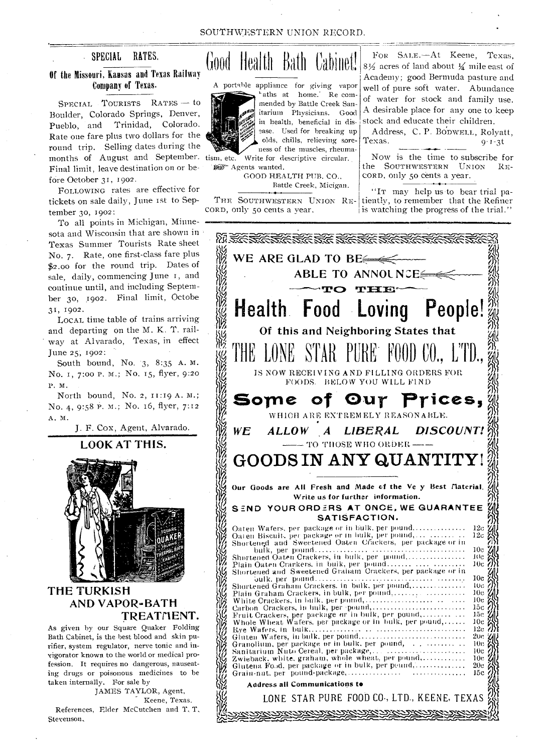## SPECIAL RATES.

### Of the Missouri, Kansas and Texas Railway Company of Texas.

SPECIAL TOURISTS RATES — to Boulder, Colorado Springs, Denver, Pueblo, and Trinidad, Colorado. Rate one fare plus two dollars for the round trip. Selling dates during the months of August and September. Final limit, leave destination on or before October 31, 1902.

FOLLOWING rates are effective for tickets on sale daily, June 1st to September 30, 1902:

To all points in Michigan, Minnesota and Wisconsin that are shown in Texas Summer Tourists Rate sheet No. 7. Rate, one first-class fare plus $2.00 for the round trip. Dates of sale, daily, commencing June 1, and continue until, and including September 30, 1902. Final limit, Octobe 31, 1902.

LOCAL time table of trains arriving and departing on the M. K. T. railway at Alvarado, Texas, in effect June 25, 1902:

South bound, No. 3, 8:35 A. M. No. 1, 7:00 P. M.; No. 15, flyer, 9:20 P. M.

North bound, No. 2, 11:19 A. M.; No. 4, 9:58 P. M.; No. 16, flyer, 7:12 A. M.

J. F. Cox, Agent, Alvarado.

## LOOK AT THIS.

## THE TURKISH AND VAPOR-BATH TREATMENT.

As given by our Square Quaker Folding Bath Cabinet, is the best blood and skin purifier, system regulator, nerve tonic and invigorator known to the world or medical profession. It requires no dangerous, nauseating drugs or poisonous medicines to be taken internally. For sale by

JAMES TAYLOR, Agent,
Keene, Texas.

References, Elder McCutchen and T. T. Stevenson.

## Good Health Bath Cabinet!

A portable appliance for giving vapor baths at home. Recommended by Battle Creek Sanitarium Physicians. Good in health, beneficial in disease. Used for breaking up colds, chills, relieving soreness of the muscles, rheumatism, etc. Write for descriptive circular.

Agents wanted.

GOOD HEALTH PUB. CO.,
Battle Creek, Micigan.

THE SOUTHWESTERN UNION RECORD, only 50 cents a year.

FOR SALE.—At Keene, Texas, 8½ acres of land about ¼ mile east of Academy; good Bermuda pasture and well of pure soft water. Abundance of water for stock and family use. A desirable place for any one to keep stock and educate their children.

Address, C. P. BODWELL, Rolyatt, Texas. 9-1-3t

Now is the time to subscribe for the SOUTHWESTERN UNION RECORD, only 50 cents a year.

"IT may help us to bear trial patiently, to remember that the Refiner is watching the progress of the trial."

---

WE ARE GLAD TO BE ABLE TO ANNOUNCE TO THE

# Health Food Loving People!

Of this and Neighboring States that

# THE LONE STAR PURE FOOD CO., L'TD.,

IS NOW RECEIVING AND FILLING ORDERS FOR FOODS. BELOW YOU WILL FIND

## Some of Our Prices,

WHICH ARE EXTREMELY REASONABLE.

*WE ALLOW A LIBERAL DISCOUNT!*

— TO THOSE WHO ORDER —

## GOODS IN ANY QUANTITY!

**Our Goods are All Fresh and Made of the Ve y Best Material. Write us for further information.**

**SEND YOUR ORDERS AT ONCE, WE GUARANTEE SATISFACTION.**

| | |
|---|---|
| Oaten Wafers, per package or in bulk, per pound | 12c |
| Oaten Biscuit, per package or in bulk, per pound | 12c |
| Shortened and Sweetened Oaten Crackers, per package or in bulk, per pound | 10c |
| Shortened Oaten Crackers, in bulk, per pound | 10c |
| Plain Oaten Crackers, in bulk, per pound | 10c |
| Shortened and Sweetened Graham Crackers, per package or in bulk, per pound | 10c |
| Shortened Graham Crackers, in bulk, per pound | 10c |
| Plain Graham Crackers, in bulk, per pound | 10c |
| White Crackers, in bulk, per pound | 10c |
| Carbon Crackers, in bulk, per pound | 15c |
| Fruit Crackers, per package or in bulk, per pound | 15c |
| Whole Wheat Wafers, per package or in bulk, per pound | 10c |
| Rye Wafers, in bulk | 12c |
| Gluten Wafers, in bulk, per pound | 20c |
| Granolium, per package or in bulk, per pound | 10c |
| Sanitarium Nuto Cereal, per package | 10c |
| Zwieback, white, graham, whole wheat, per pound | 10c |
| Glutena Food, per package or in bulk, per pound | 20c |
| Grain-nut, per pound-package | 15c |

**Address all Communications to**

LONE STAR PURE FOOD CO., LTD., KEENE, TEXAS